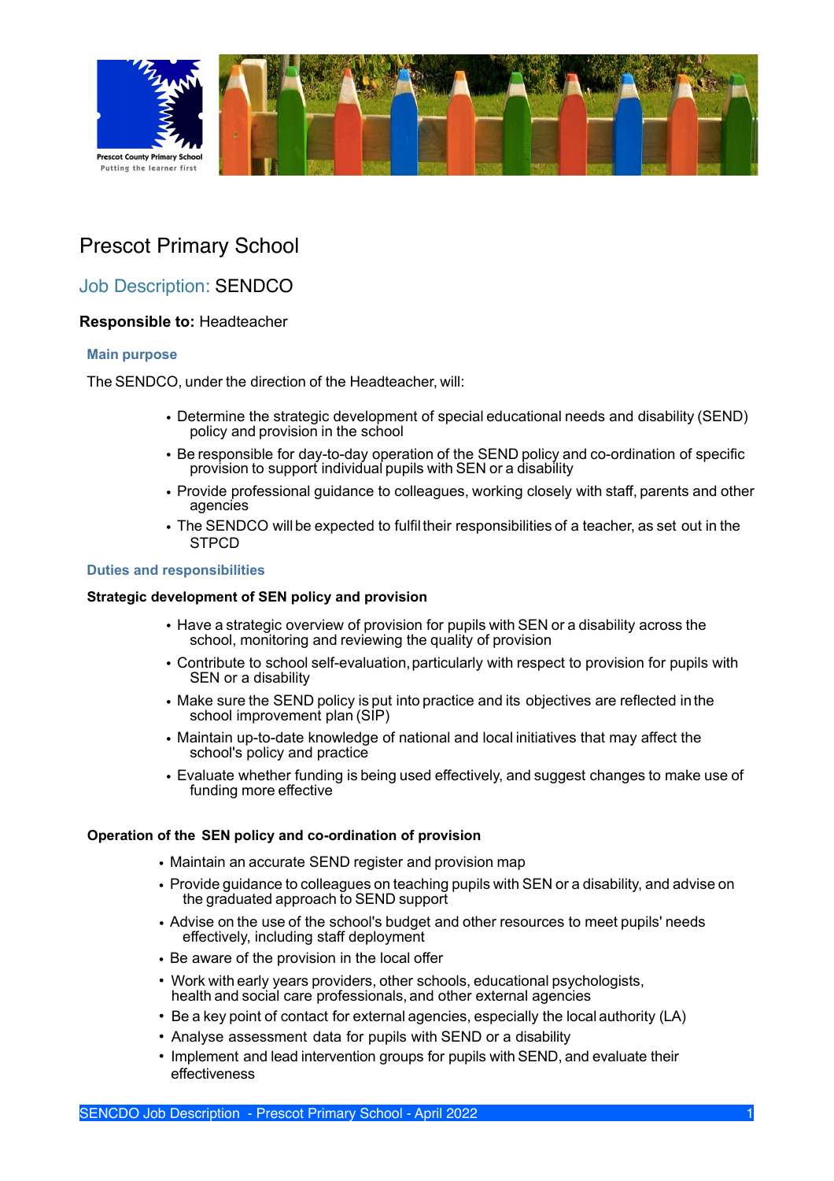# Prescot Primary School

## Job Description: SENDCO

**Responsible to:** Headteacher

### Main purpose

The SENDCO, under the direction of the Headteacher, will:

- Determine the strategic development of special educational needs and disability (SEND) policy and provision in the school
- Be responsible for day-to-day operation of the SEND policy and co-ordination of specific provision to support individual pupils with SEN or a disability
- Provide professional guidance to colleagues, working closely with staff, parents and other agencies
- The SENDCO will be expected to fulfil their responsibilities of a teacher, as set out in the STPCD

### Duties and responsibilities

**Strategic development of SEN policy and provision**

- Have a strategic overview of provision for pupils with SEN or a disability across the school, monitoring and reviewing the quality of provision
- Contribute to school self-evaluation, particularly with respect to provision for pupils with SEN or a disability
- Make sure the SEND policy is put into practice and its objectives are reflected in the school improvement plan (SIP)
- Maintain up-to-date knowledge of national and local initiatives that may affect the school's policy and practice
- Evaluate whether funding is being used effectively, and suggest changes to make use of funding more effective

**Operation of the SEN policy and co-ordination of provision**

- Maintain an accurate SEND register and provision map
- Provide guidance to colleagues on teaching pupils with SEN or a disability, and advise on the graduated approach to SEND support
- Advise on the use of the school's budget and other resources to meet pupils' needs effectively, including staff deployment
- Be aware of the provision in the local offer
- Work with early years providers, other schools, educational psychologists, health and social care professionals, and other external agencies
- Be a key point of contact for external agencies, especially the local authority (LA)
- Analyse assessment data for pupils with SEND or a disability
- Implement and lead intervention groups for pupils with SEND, and evaluate their effectiveness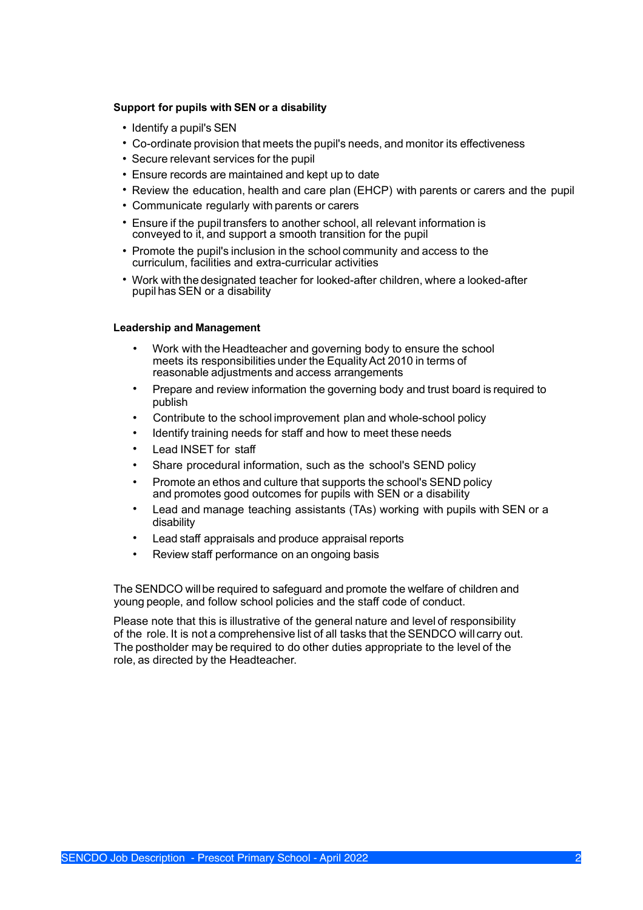**Support for pupils with SEN or a disability**

- Identify a pupil's SEN
- Co-ordinate provision that meets the pupil's needs, and monitor its effectiveness
- Secure relevant services for the pupil
- Ensure records are maintained and kept up to date
- Review the education, health and care plan (EHCP) with parents or carers and the pupil
- Communicate regularly with parents or carers
- Ensure if the pupil transfers to another school, all relevant information is conveyed to it, and support a smooth transition for the pupil
- Promote the pupil's inclusion in the school community and access to the curriculum, facilities and extra-curricular activities
- Work with the designated teacher for looked-after children, where a looked-after pupil has SEN or a disability

**Leadership and Management**

- Work with the Headteacher and governing body to ensure the school meets its responsibilities under the Equality Act 2010 in terms of reasonable adjustments and access arrangements
- Prepare and review information the governing body and trust board is required to publish
- Contribute to the school improvement plan and whole-school policy
- Identify training needs for staff and how to meet these needs
- Lead INSET for staff
- Share procedural information, such as the school's SEND policy
- Promote an ethos and culture that supports the school's SEND policy and promotes good outcomes for pupils with SEN or a disability
- Lead and manage teaching assistants (TAs) working with pupils with SEN or a disability
- Lead staff appraisals and produce appraisal reports
- Review staff performance on an ongoing basis

The SENDCO will be required to safeguard and promote the welfare of children and young people, and follow school policies and the staff code of conduct.

Please note that this is illustrative of the general nature and level of responsibility of the role. It is not a comprehensive list of all tasks that the SENDCO will carry out. The postholder may be required to do other duties appropriate to the level of the role, as directed by the Headteacher.